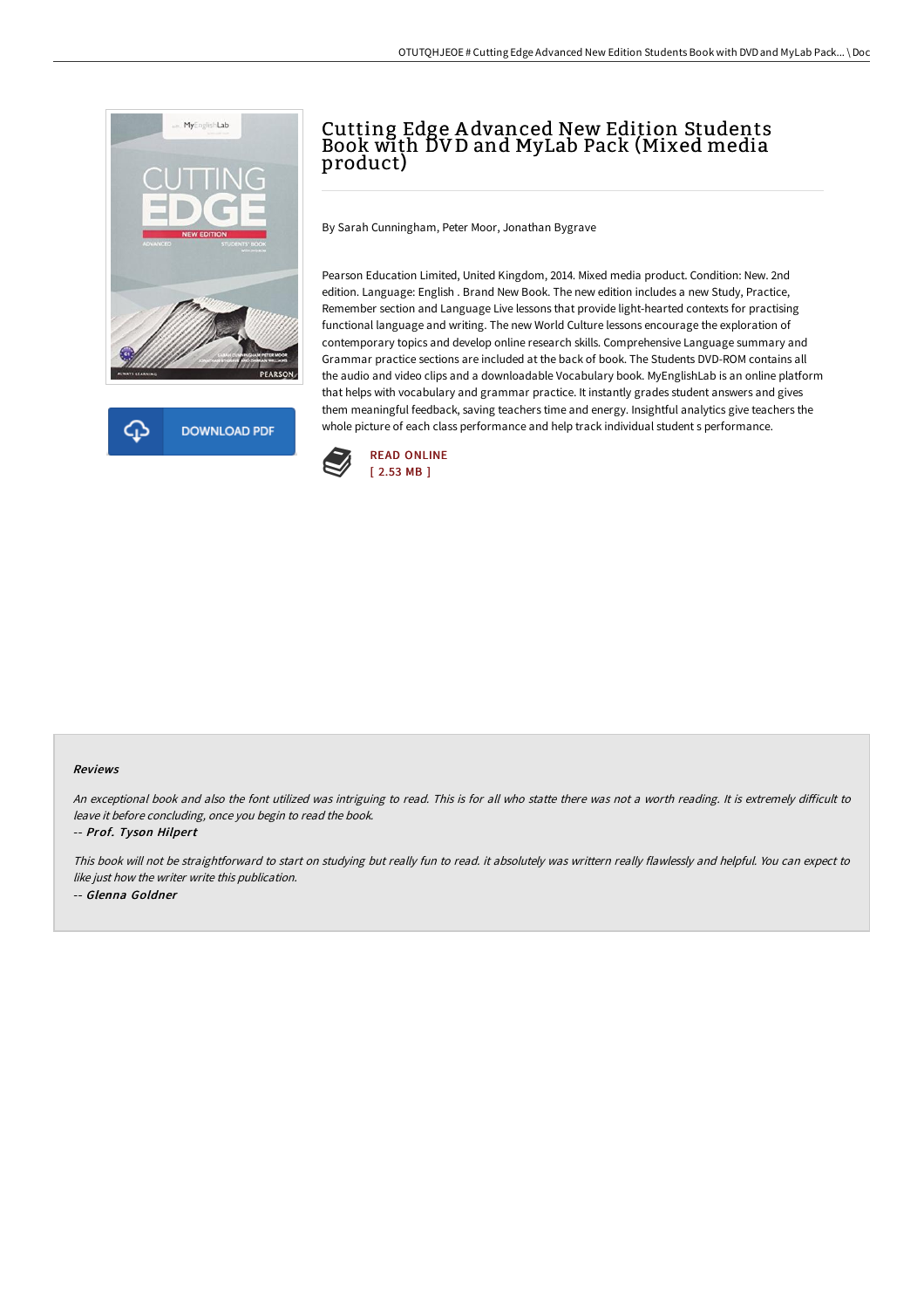# Cutting Edge Advanced New Edition Students Book with DVD and MyLab Pack (Mixed media product)

By Sarah Cunningham, Peter Moor, Jonathan Bygrave

Pearson Education Limited, United Kingdom, 2014. Mixed media product. Condition: New. 2nd edition. Language: English . Brand New Book. The new edition includes a new Study, Practice, Remember section and Language Live lessons that provide light-hearted contexts for practising functional language and writing. The new World Culture lessons encourage the exploration of contemporary topics and develop online research skills. Comprehensive Language summary and Grammar practice sections are included at the back of book. The Students DVD-ROM contains all the audio and video clips and a downloadable Vocabulary book. MyEnglishLab is an online platform that helps with vocabulary and grammar practice. It instantly grades student answers and gives them meaningful feedback, saving teachers time and energy. Insightful analytics give teachers the whole picture of each class performance and help track individual student s performance.

DOWNLOAD PDF

READ ONLINE
[ 2.53 MB ]

### Reviews

*An exceptional book and also the font utilized was intriguing to read. This is for all who statte there was not a worth reading. It is extremely difficult to leave it before concluding, once you begin to read the book.*

-- *Prof. Tyson Hilpert*

*This book will not be straightforward to start on studying but really fun to read. it absolutely was writtern really flawlessly and helpful. You can expect to like just how the writer write this publication.*

-- *Glenna Goldner*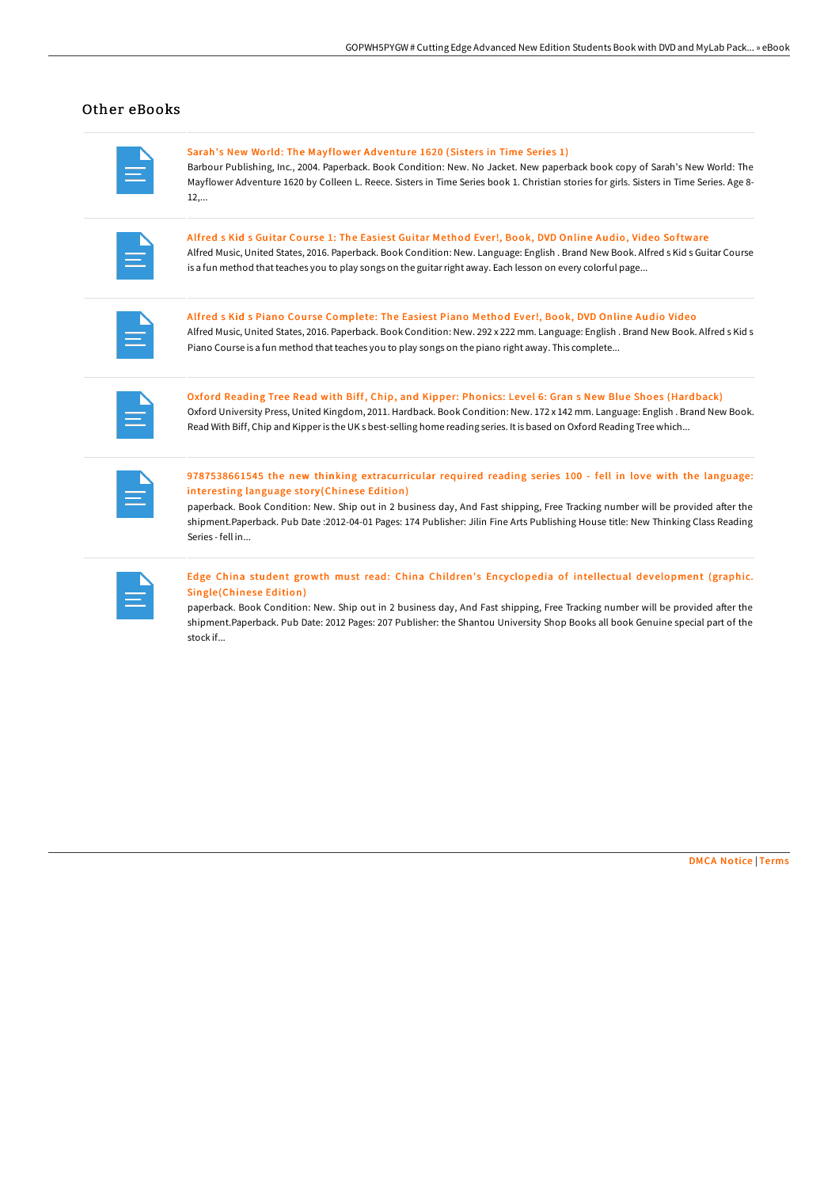## Other eBooks

**Sarah's New World: The Mayflower Adventure 1620 (Sisters in Time Series 1)**
Barbour Publishing, Inc., 2004. Paperback. Book Condition: New. No Jacket. New paperback book copy of Sarah's New World: The Mayflower Adventure 1620 by Colleen L. Reece. Sisters in Time Series book 1. Christian stories for girls. Sisters in Time Series. Age 8-12,...

**Alfred s Kid s Guitar Course 1: The Easiest Guitar Method Ever!, Book, DVD Online Audio, Video Software**
Alfred Music, United States, 2016. Paperback. Book Condition: New. Language: English . Brand New Book. Alfred s Kid s Guitar Course is a fun method that teaches you to play songs on the guitar right away. Each lesson on every colorful page...

**Alfred s Kid s Piano Course Complete: The Easiest Piano Method Ever!, Book, DVD Online Audio Video**
Alfred Music, United States, 2016. Paperback. Book Condition: New. 292 x 222 mm. Language: English . Brand New Book. Alfred s Kid s Piano Course is a fun method that teaches you to play songs on the piano right away. This complete...

**Oxford Reading Tree Read with Biff, Chip, and Kipper: Phonics: Level 6: Gran s New Blue Shoes (Hardback)**
Oxford University Press, United Kingdom, 2011. Hardback. Book Condition: New. 172 x 142 mm. Language: English . Brand New Book. Read With Biff, Chip and Kipper is the UK s best-selling home reading series. It is based on Oxford Reading Tree which...

**9787538661545 the new thinking extracurricular required reading series 100 - fell in love with the language: interesting language story(Chinese Edition)**
paperback. Book Condition: New. Ship out in 2 business day, And Fast shipping, Free Tracking number will be provided after the shipment.Paperback. Pub Date :2012-04-01 Pages: 174 Publisher: Jilin Fine Arts Publishing House title: New Thinking Class Reading Series - fell in...

**Edge China student growth must read: China Children's Encyclopedia of intellectual development (graphic. Single(Chinese Edition)**
paperback. Book Condition: New. Ship out in 2 business day, And Fast shipping, Free Tracking number will be provided after the shipment.Paperback. Pub Date: 2012 Pages: 207 Publisher: the Shantou University Shop Books all book Genuine special part of the stock if...

DMCA Notice | Terms